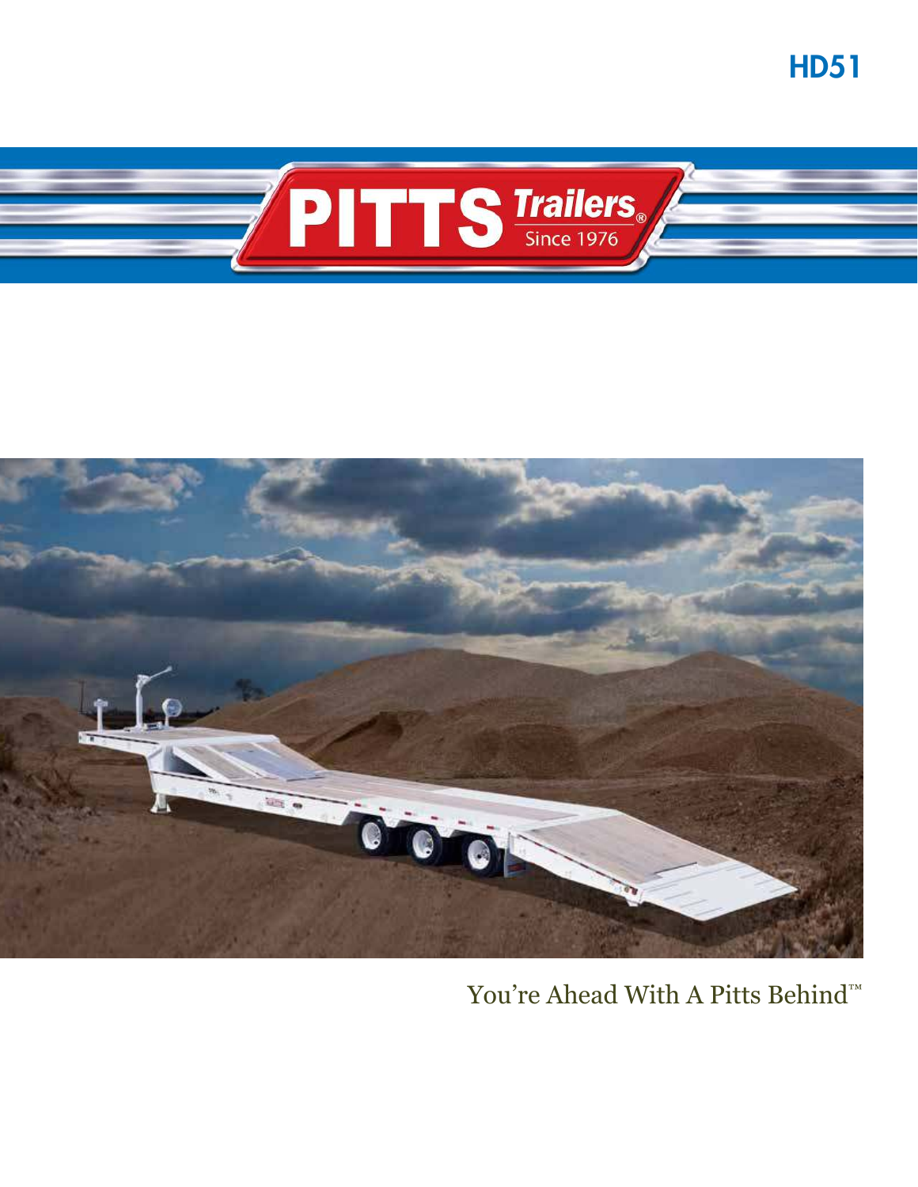# HD51

PITTS Trailers® Since 1976

You're Ahead With A Pitts Behind™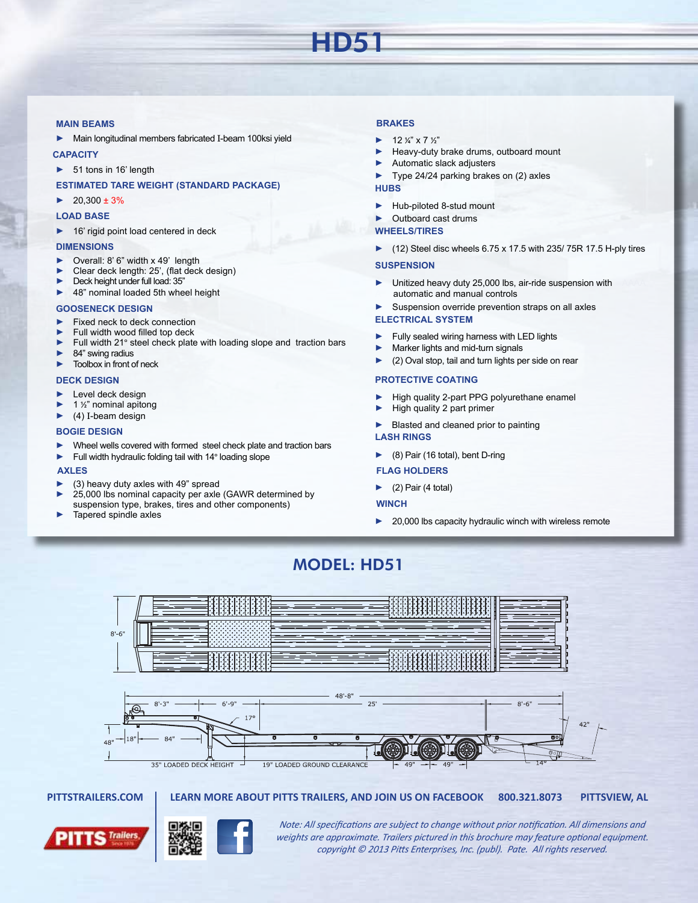# HD51

**MAIN BEAMS**

- Main longitudinal members fabricated I-beam 100ksi yield

**CAPACITY**

- 51 tons in 16' length

**ESTIMATED TARE WEIGHT (STANDARD PACKAGE)**

- 20,300 ± 3%

**LOAD BASE**

- 16' rigid point load centered in deck

**DIMENSIONS**

- Overall: 8' 6" width x 49' length
- Clear deck length: 25', (flat deck design)
- Deck height under full load: 35"
- 48" nominal loaded 5th wheel height

**GOOSENECK DESIGN**

- Fixed neck to deck connection
- Full width wood filled top deck
- Full width 21° steel check plate with loading slope and traction bars
- 84" swing radius
- Toolbox in front of neck

**DECK DESIGN**

- Level deck design
- 1 ½" nominal apitong
- (4) I-beam design

**BOGIE DESIGN**

- Wheel wells covered with formed steel check plate and traction bars
- Full width hydraulic folding tail with 14° loading slope

**AXLES**

- (3) heavy duty axles with 49" spread
- 25,000 lbs nominal capacity per axle (GAWR determined by suspension type, brakes, tires and other components)
- Tapered spindle axles

**BRAKES**

- 12 ¼" x 7 ½"
- Heavy-duty brake drums, outboard mount
- Automatic slack adjusters
- Type 24/24 parking brakes on (2) axles

**HUBS**

- Hub-piloted 8-stud mount
- Outboard cast drums

**WHEELS/TIRES**

- (12) Steel disc wheels 6.75 x 17.5 with 235/ 75R 17.5 H-ply tires

**SUSPENSION**

- Unitized heavy duty 25,000 lbs, air-ride suspension with automatic and manual controls
- Suspension override prevention straps on all axles

**ELECTRICAL SYSTEM**

- Fully sealed wiring harness with LED lights
- Marker lights and mid-turn signals
- (2) Oval stop, tail and turn lights per side on rear

**PROTECTIVE COATING**

- High quality 2-part PPG polyurethane enamel
- High quality 2 part primer
- Blasted and cleaned prior to painting

**LASH RINGS**

- (8) Pair (16 total), bent D-ring

**FLAG HOLDERS**

- (2) Pair (4 total)

**WINCH**

- 20,000 lbs capacity hydraulic winch with wireless remote

## MODEL: HD51

8'-6"

48'-8"
8'-3"
6'-9"
25'
8'-6"
17°
42"
48"
18"
84"
35" LOADED DECK HEIGHT
19" LOADED GROUND CLEARANCE
49"
49"
14°

**PITTSTRAILERS.COM** | **LEARN MORE ABOUT PITTS TRAILERS, AND JOIN US ON FACEBOOK** **800.321.8073** **PITTSVIEW, AL**

*Note: All specifications are subject to change without prior notification. All dimensions and weights are approximate. Trailers pictured in this brochure may feature optional equipment. copyright © 2013 Pitts Enterprises, Inc. (publ). Pate. All rights reserved.*